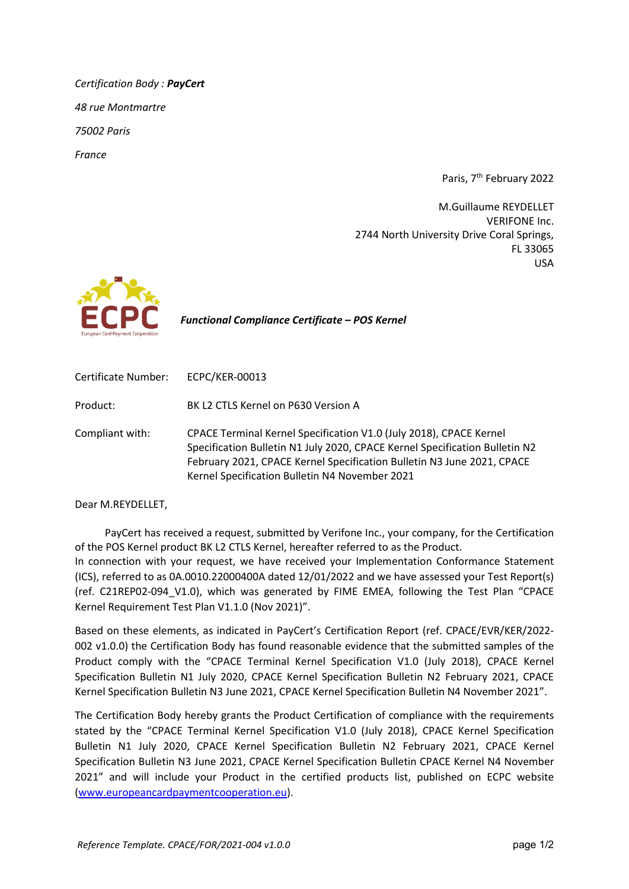*Certification Body :* ***PayCert***

*48 rue Montmartre*

*75002 Paris*

*France*

Paris, 7th February 2022

M.Guillaume REYDELLET
VERIFONE Inc.
2744 North University Drive Coral Springs,
FL 33065
USA

ECPC
European Card Payment Cooperation

***Functional Compliance Certificate – POS Kernel***

| | |
|---|---|
| Certificate Number: | ECPC/KER-00013 |
| Product: | BK L2 CTLS Kernel on P630 Version A |
| Compliant with: | CPACE Terminal Kernel Specification V1.0 (July 2018), CPACE Kernel Specification Bulletin N1 July 2020, CPACE Kernel Specification Bulletin N2 February 2021, CPACE Kernel Specification Bulletin N3 June 2021, CPACE Kernel Specification Bulletin N4 November 2021 |

Dear M.REYDELLET,

PayCert has received a request, submitted by Verifone Inc., your company, for the Certification of the POS Kernel product BK L2 CTLS Kernel, hereafter referred to as the Product.
In connection with your request, we have received your Implementation Conformance Statement (ICS), referred to as 0A.0010.22000400A dated 12/01/2022 and we have assessed your Test Report(s) (ref. C21REP02-094_V1.0), which was generated by FIME EMEA, following the Test Plan "CPACE Kernel Requirement Test Plan V1.1.0 (Nov 2021)".

Based on these elements, as indicated in PayCert's Certification Report (ref. CPACE/EVR/KER/2022-002 v1.0.0) the Certification Body has found reasonable evidence that the submitted samples of the Product comply with the "CPACE Terminal Kernel Specification V1.0 (July 2018), CPACE Kernel Specification Bulletin N1 July 2020, CPACE Kernel Specification Bulletin N2 February 2021, CPACE Kernel Specification Bulletin N3 June 2021, CPACE Kernel Specification Bulletin N4 November 2021".

The Certification Body hereby grants the Product Certification of compliance with the requirements stated by the "CPACE Terminal Kernel Specification V1.0 (July 2018), CPACE Kernel Specification Bulletin N1 July 2020, CPACE Kernel Specification Bulletin N2 February 2021, CPACE Kernel Specification Bulletin N3 June 2021, CPACE Kernel Specification Bulletin CPACE Kernel N4 November 2021" and will include your Product in the certified products list, published on ECPC website (www.europeancardpaymentcooperation.eu).

*Reference Template. CPACE/FOR/2021-004 v1.0.0*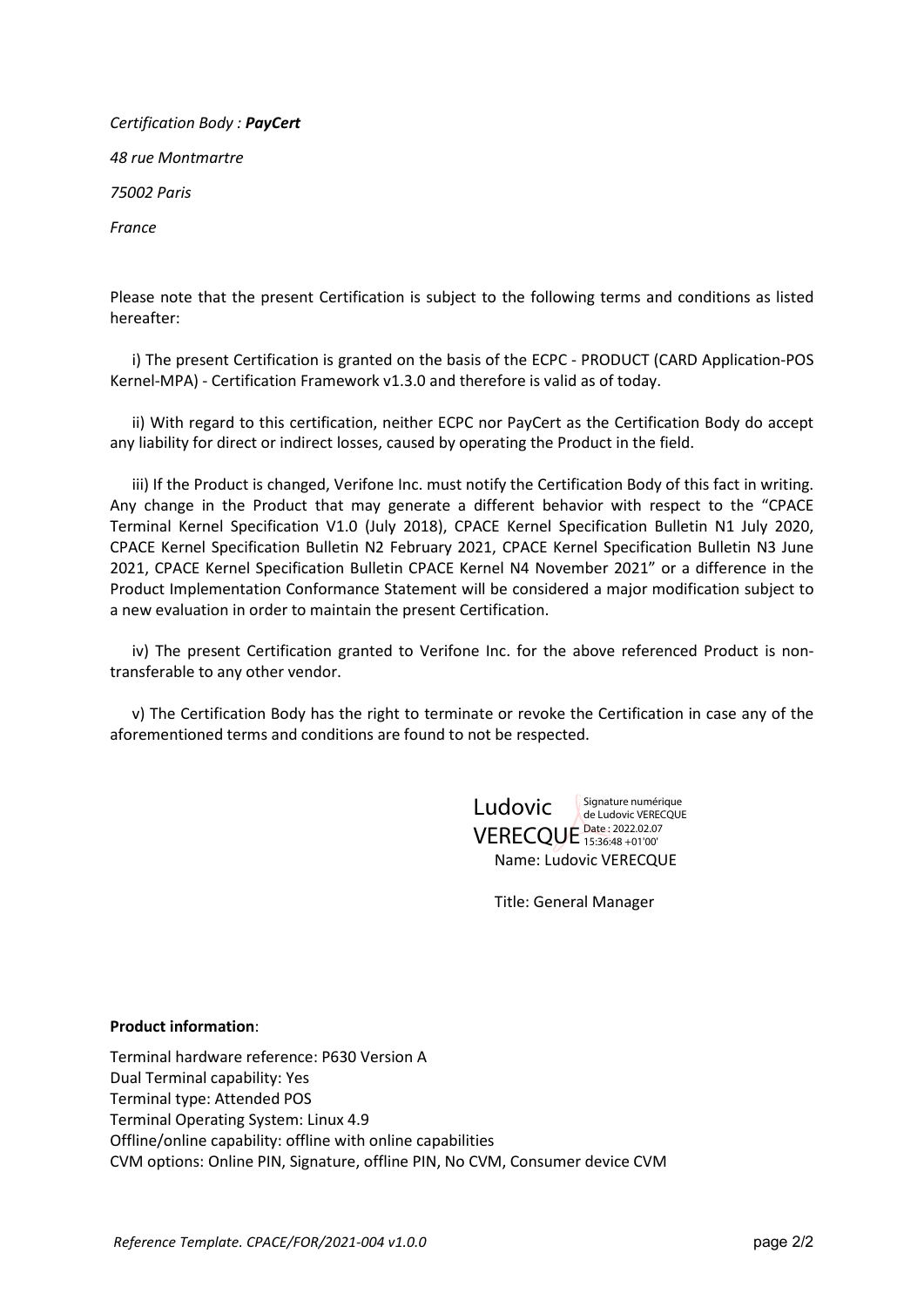*Certification Body : **PayCert***

*48 rue Montmartre*

*75002 Paris*

*France*

Please note that the present Certification is subject to the following terms and conditions as listed hereafter:

i) The present Certification is granted on the basis of the ECPC - PRODUCT (CARD Application-POS Kernel-MPA) - Certification Framework v1.3.0 and therefore is valid as of today.

ii) With regard to this certification, neither ECPC nor PayCert as the Certification Body do accept any liability for direct or indirect losses, caused by operating the Product in the field.

iii) If the Product is changed, Verifone Inc. must notify the Certification Body of this fact in writing. Any change in the Product that may generate a different behavior with respect to the "CPACE Terminal Kernel Specification V1.0 (July 2018), CPACE Kernel Specification Bulletin N1 July 2020, CPACE Kernel Specification Bulletin N2 February 2021, CPACE Kernel Specification Bulletin N3 June 2021, CPACE Kernel Specification Bulletin CPACE Kernel N4 November 2021" or a difference in the Product Implementation Conformance Statement will be considered a major modification subject to a new evaluation in order to maintain the present Certification.

iv) The present Certification granted to Verifone Inc. for the above referenced Product is non-transferable to any other vendor.

v) The Certification Body has the right to terminate or revoke the Certification in case any of the aforementioned terms and conditions are found to not be respected.

Ludovic VERECQUE — Signature numérique de Ludovic VERECQUE Date : 2022.02.07 15:36:48 +01'00'

Name: Ludovic VERECQUE

Title: General Manager

**Product information**:

Terminal hardware reference: P630 Version A
Dual Terminal capability: Yes
Terminal type: Attended POS
Terminal Operating System: Linux 4.9
Offline/online capability: offline with online capabilities
CVM options: Online PIN, Signature, offline PIN, No CVM, Consumer device CVM

*Reference Template. CPACE/FOR/2021-004 v1.0.0*